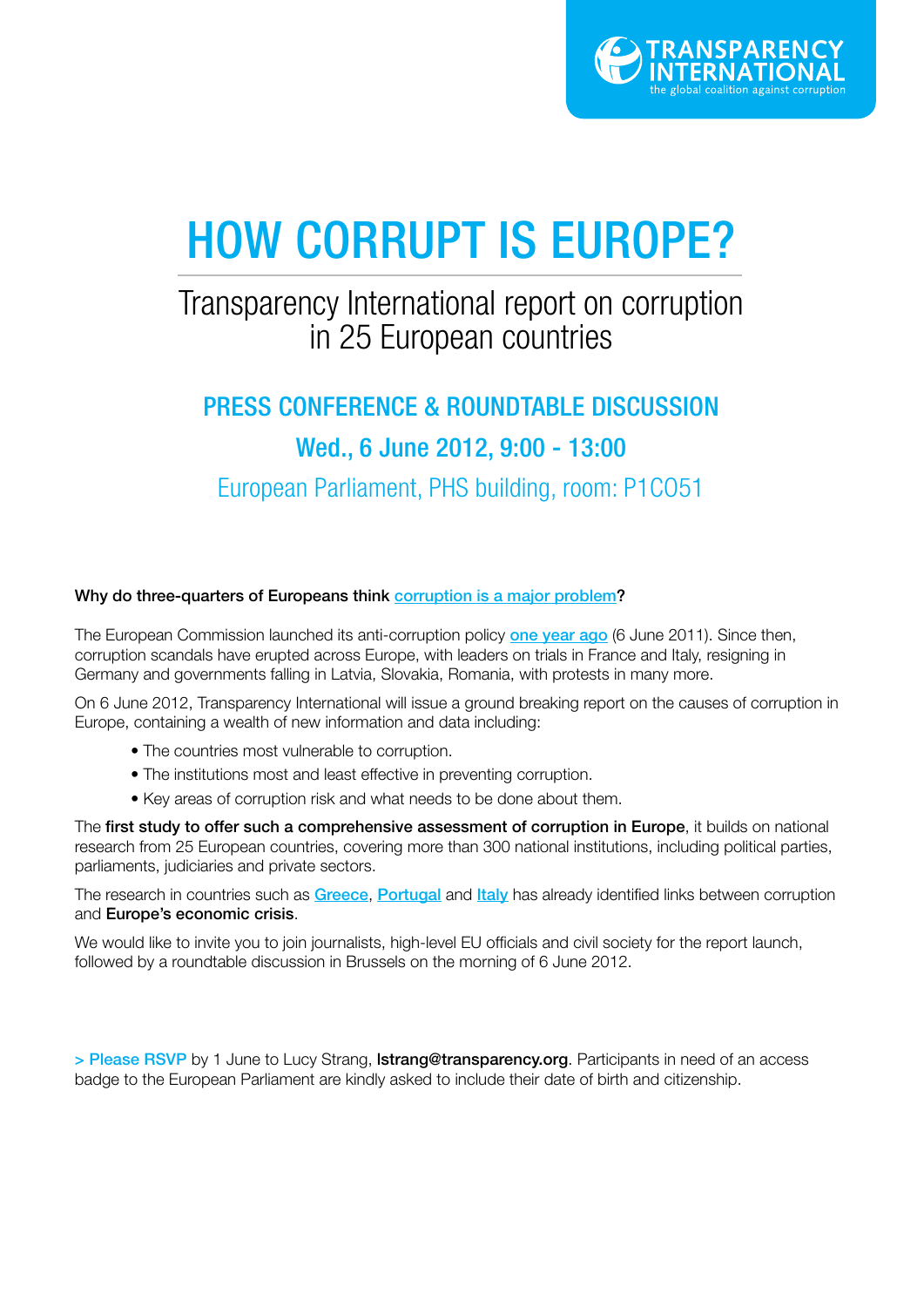TRANSPARENCY INTERNATIONAL
the global coalition against corruption

# HOW CORRUPT IS EUROPE?

## Transparency International report on corruption in 25 European countries

### PRESS CONFERENCE & ROUNDTABLE DISCUSSION

### Wed., 6 June 2012, 9:00 - 13:00

European Parliament, PHS building, room: P1C051

**Why do three-quarters of Europeans think corruption is a major problem?**

The European Commission launched its anti-corruption policy **one year ago** (6 June 2011). Since then, corruption scandals have erupted across Europe, with leaders on trials in France and Italy, resigning in Germany and governments falling in Latvia, Slovakia, Romania, with protests in many more.

On 6 June 2012, Transparency International will issue a ground breaking report on the causes of corruption in Europe, containing a wealth of new information and data including:

- The countries most vulnerable to corruption.
- The institutions most and least effective in preventing corruption.
- Key areas of corruption risk and what needs to be done about them.

The **first study to offer such a comprehensive assessment of corruption in Europe**, it builds on national research from 25 European countries, covering more than 300 national institutions, including political parties, parliaments, judiciaries and private sectors.

The research in countries such as **Greece**, **Portugal** and **Italy** has already identified links between corruption and **Europe's economic crisis**.

We would like to invite you to join journalists, high-level EU officials and civil society for the report launch, followed by a roundtable discussion in Brussels on the morning of 6 June 2012.

> Please RSVP by 1 June to Lucy Strang, **lstrang@transparency.org**. Participants in need of an access badge to the European Parliament are kindly asked to include their date of birth and citizenship.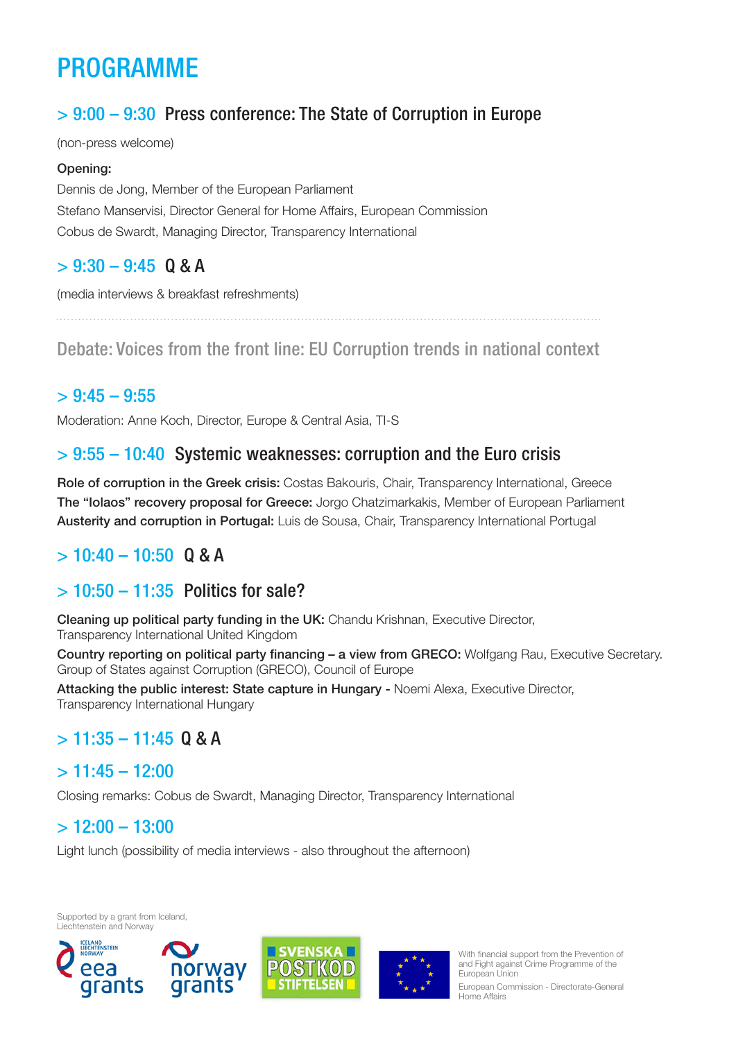# PROGRAMME

## > 9:00 – 9:30 Press conference: The State of Corruption in Europe

(non-press welcome)

**Opening:**
Dennis de Jong, Member of the European Parliament
Stefano Manservisi, Director General for Home Affairs, European Commission
Cobus de Swardt, Managing Director, Transparency International

## > 9:30 – 9:45 Q & A

(media interviews & breakfast refreshments)

## Debate: Voices from the front line: EU Corruption trends in national context

## > 9:45 – 9:55

Moderation: Anne Koch, Director, Europe & Central Asia, TI-S

## > 9:55 – 10:40 Systemic weaknesses: corruption and the Euro crisis

**Role of corruption in the Greek crisis:** Costas Bakouris, Chair, Transparency International, Greece
**The "Iolaos" recovery proposal for Greece:** Jorgo Chatzimarkakis, Member of European Parliament
**Austerity and corruption in Portugal:** Luis de Sousa, Chair, Transparency International Portugal

## > 10:40 – 10:50 Q & A

## > 10:50 – 11:35 Politics for sale?

**Cleaning up political party funding in the UK:** Chandu Krishnan, Executive Director, Transparency International United Kingdom

**Country reporting on political party financing – a view from GRECO:** Wolfgang Rau, Executive Secretary. Group of States against Corruption (GRECO), Council of Europe

**Attacking the public interest: State capture in Hungary -** Noemi Alexa, Executive Director, Transparency International Hungary

## > 11:35 – 11:45 Q & A

## > 11:45 – 12:00

Closing remarks: Cobus de Swardt, Managing Director, Transparency International

## > 12:00 – 13:00

Light lunch (possibility of media interviews - also throughout the afternoon)

Supported by a grant from Iceland, Liechtenstein and Norway

Iceland Liechtenstein Norway eea grants | norway grants | Svenska Postkod Stiftelsen

With financial support from the Prevention of and Fight against Crime Programme of the European Union

European Commission - Directorate-General Home Affairs